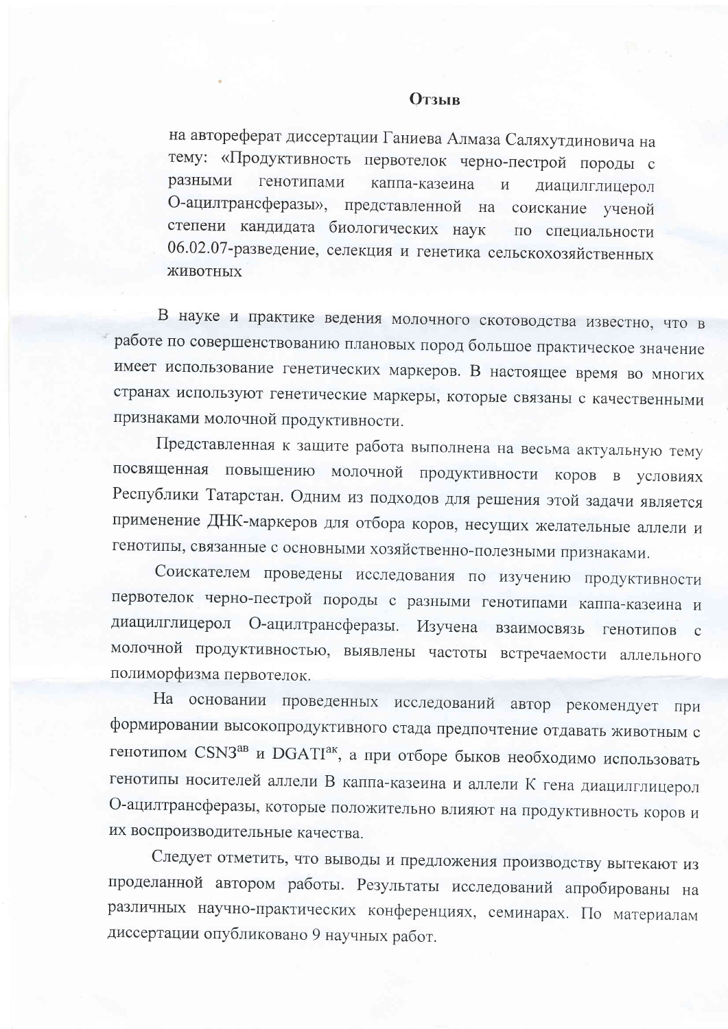# Отзыв

на автореферат диссертации Ганиева Алмаза Саляхутдиновича на тему: «Продуктивность первотелок черно-пестрой породы с разными генотипами каппа-казеина и диацилглицерол О-ацилтрансферазы», представленной на соискание ученой степени кандидата биологических наук по специальности 06.02.07-разведение, селекция и генетика сельскохозяйственных животных

В науке и практике ведения молочного скотоводства известно, что в работе по совершенствованию плановых пород большое практическое значение имеет использование генетических маркеров. В настоящее время во многих странах используют генетические маркеры, которые связаны с качественными признаками молочной продуктивности.

Представленная к защите работа выполнена на весьма актуальную тему посвященная повышению молочной продуктивности коров в условиях Республики Татарстан. Одним из подходов для решения этой задачи является применение ДНК-маркеров для отбора коров, несущих желательные аллели и генотипы, связанные с основными хозяйственно-полезными признаками.

Соискателем проведены исследования по изучению продуктивности первотелок черно-пестрой породы с разными генотипами каппа-казеина и диацилглицерол О-ацилтрансферазы. Изучена взаимосвязь генотипов с молочной продуктивностью, выявлены частоты встречаемости аллельного полиморфизма первотелок.

На основании проведенных исследований автор рекомендует при формировании высокопродуктивного стада предпочтение отдавать животным с генотипом $CSN3^{ав}$ и $DGATI^{ак}$, а при отборе быков необходимо использовать генотипы носителей аллели В каппа-казеина и аллели К гена диацилглицерол О-ацилтрансферазы, которые положительно влияют на продуктивность коров и их воспроизводительные качества.

Следует отметить, что выводы и предложения производству вытекают из проделанной автором работы. Результаты исследований апробированы на различных научно-практических конференциях, семинарах. По материалам диссертации опубликовано 9 научных работ.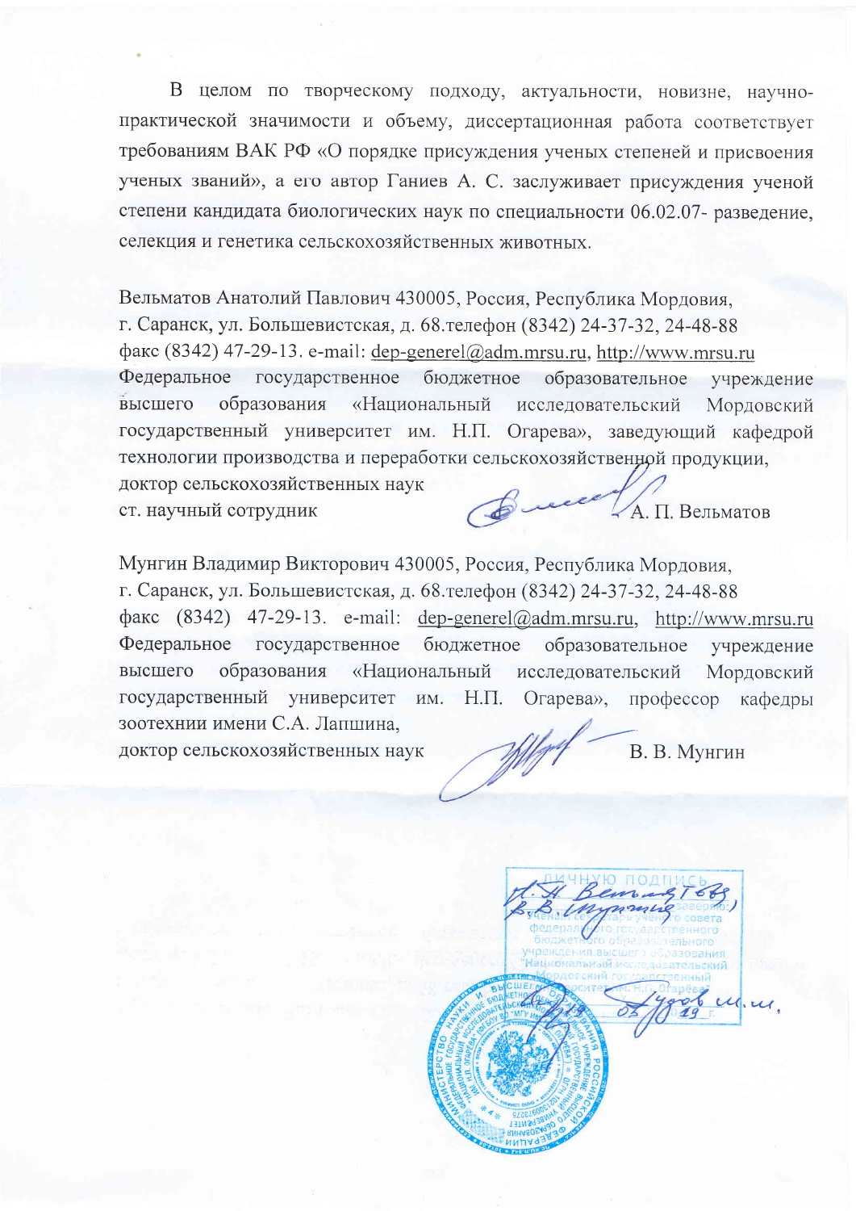В целом по творческому подходу, актуальности, новизне, научно-практической значимости и объему, диссертационная работа соответствует требованиям ВАК РФ «О порядке присуждения ученых степеней и присвоения ученых званий», а его автор Ганиев А. С. заслуживает присуждения ученой степени кандидата биологических наук по специальности 06.02.07- разведение, селекция и генетика сельскохозяйственных животных.

Вельматов Анатолий Павлович 430005, Россия, Республика Мордовия, г. Саранск, ул. Большевистская, д. 68.телефон (8342) 24-37-32, 24-48-88 факс (8342) 47-29-13. e-mail: dep-generel@adm.mrsu.ru, http://www.mrsu.ru Федеральное государственное бюджетное образовательное учреждение высшего образования «Национальный исследовательский Мордовский государственный университет им. Н.П. Огарева», заведующий кафедрой технологии производства и переработки сельскохозяйственной продукции, доктор сельскохозяйственных наук
ст. научный сотрудник А. П. Вельматов

Мунгин Владимир Викторович 430005, Россия, Республика Мордовия, г. Саранск, ул. Большевистская, д. 68.телефон (8342) 24-37-32, 24-48-88 факс (8342) 47-29-13. e-mail: dep-generel@adm.mrsu.ru, http://www.mrsu.ru Федеральное государственное бюджетное образовательное учреждение высшего образования «Национальный исследовательский Мордовский государственный университет им. Н.П. Огарева», профессор кафедры зоотехнии имени С.А. Лапшина,
доктор сельскохозяйственных наук В. В. Мунгин

ЛИЧНУЮ ПОДПИСЬ А.П. Вельматова, В.В. Мунгина заверяю: ученый секретарь ученого совета федерального государственного бюджетного образовательного учреждения высшего образования "Национальный исследовательский Мордовский государственный университет им. Н.П. Огарева"
__ 05 2019 г.